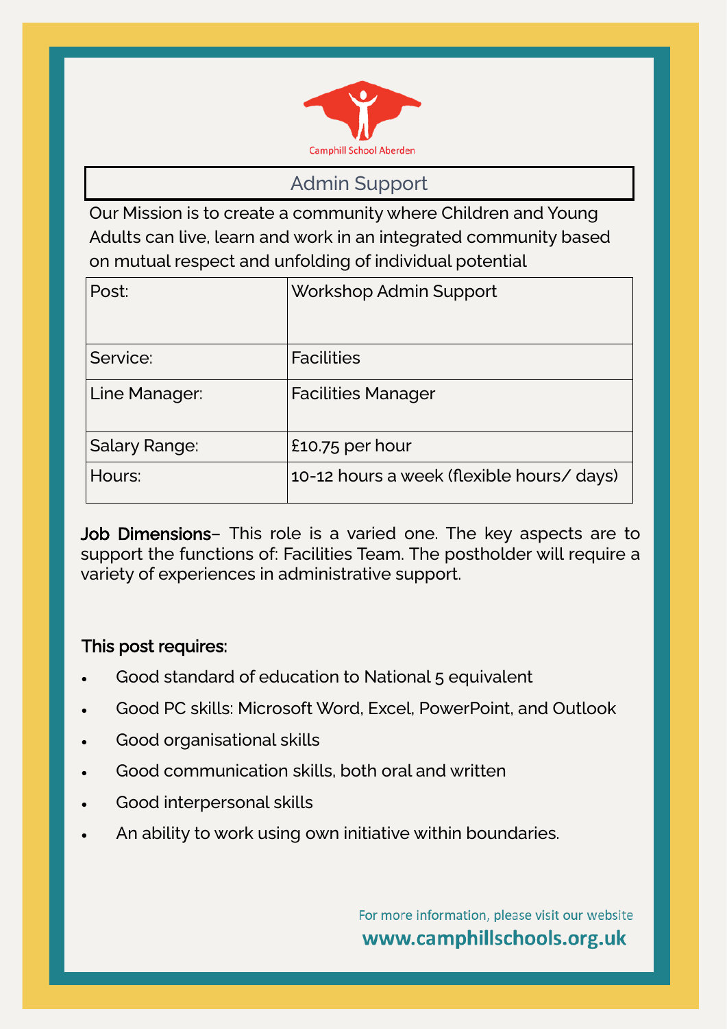Camphill School Aberdeen

# Admin Support

Our Mission is to create a community where Children and Young Adults can live, learn and work in an integrated community based on mutual respect and unfolding of individual potential

| Post: | Workshop Admin Support |
|---|---|
| Service: | Facilities |
| Line Manager: | Facilities Manager |
| Salary Range: | £10.75 per hour |
| Hours: | 10-12 hours a week (flexible hours/ days) |

**Job Dimensions**– This role is a varied one. The key aspects are to support the functions of: Facilities Team. The postholder will require a variety of experiences in administrative support.

**This post requires:**

- Good standard of education to National 5 equivalent
- Good PC skills: Microsoft Word, Excel, PowerPoint, and Outlook
- Good organisational skills
- Good communication skills, both oral and written
- Good interpersonal skills
- An ability to work using own initiative within boundaries.

For more information, please visit our website
**www.camphillschools.org.uk**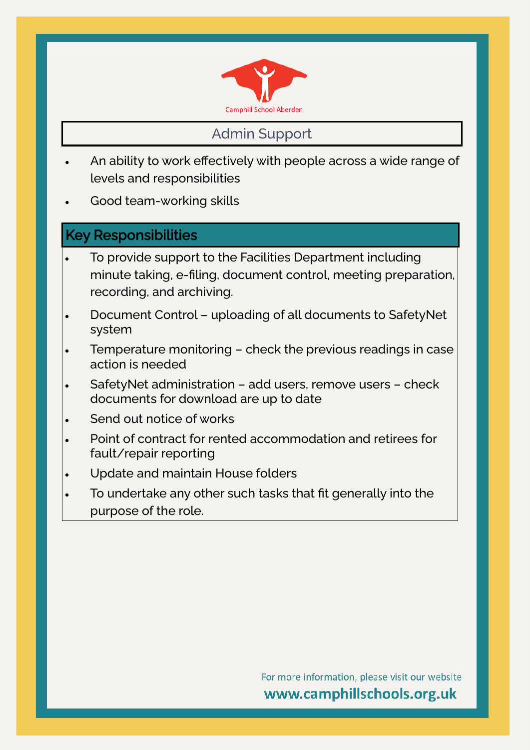Camphill School Aberden

## Admin Support

- An ability to work effectively with people across a wide range of levels and responsibilities
- Good team-working skills

## Key Responsibilities

- To provide support to the Facilities Department including minute taking, e-filing, document control, meeting preparation, recording, and archiving.
- Document Control – uploading of all documents to SafetyNet system
- Temperature monitoring – check the previous readings in case action is needed
- SafetyNet administration – add users, remove users – check documents for download are up to date
- Send out notice of works
- Point of contract for rented accommodation and retirees for fault/repair reporting
- Update and maintain House folders
- To undertake any other such tasks that fit generally into the purpose of the role.

For more information, please visit our website

**www.camphillschools.org.uk**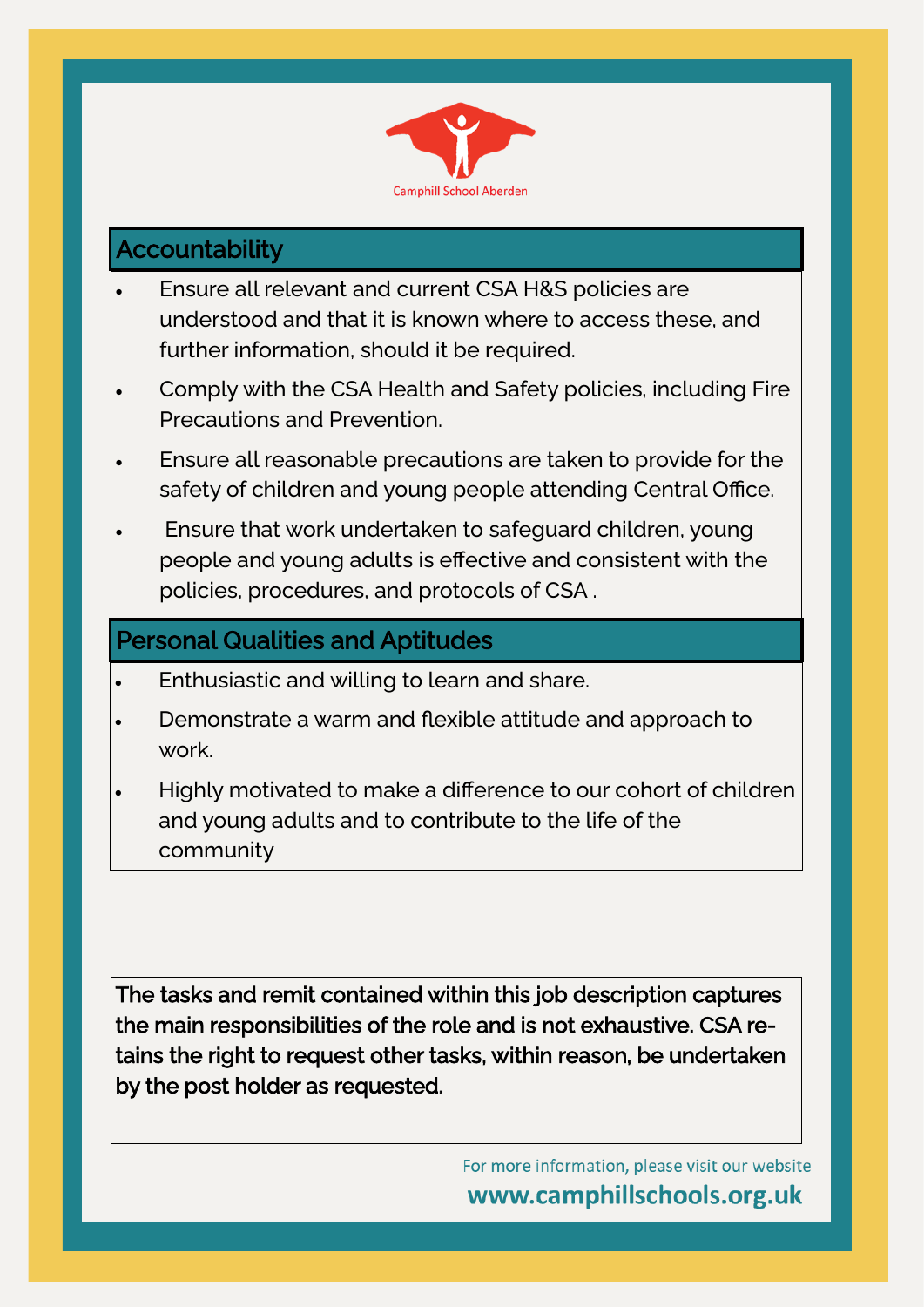Camphill School Aberdeen

## Accountability

- Ensure all relevant and current CSA H&S policies are understood and that it is known where to access these, and further information, should it be required.
- Comply with the CSA Health and Safety policies, including Fire Precautions and Prevention.
- Ensure all reasonable precautions are taken to provide for the safety of children and young people attending Central Office.
- Ensure that work undertaken to safeguard children, young people and young adults is effective and consistent with the policies, procedures, and protocols of CSA .

## Personal Qualities and Aptitudes

- Enthusiastic and willing to learn and share.
- Demonstrate a warm and flexible attitude and approach to work.
- Highly motivated to make a difference to our cohort of children and young adults and to contribute to the life of the community

**The tasks and remit contained within this job description captures the main responsibilities of the role and is not exhaustive. CSA retains the right to request other tasks, within reason, be undertaken by the post holder as requested.**

For more information, please visit our website

**www.camphillschools.org.uk**